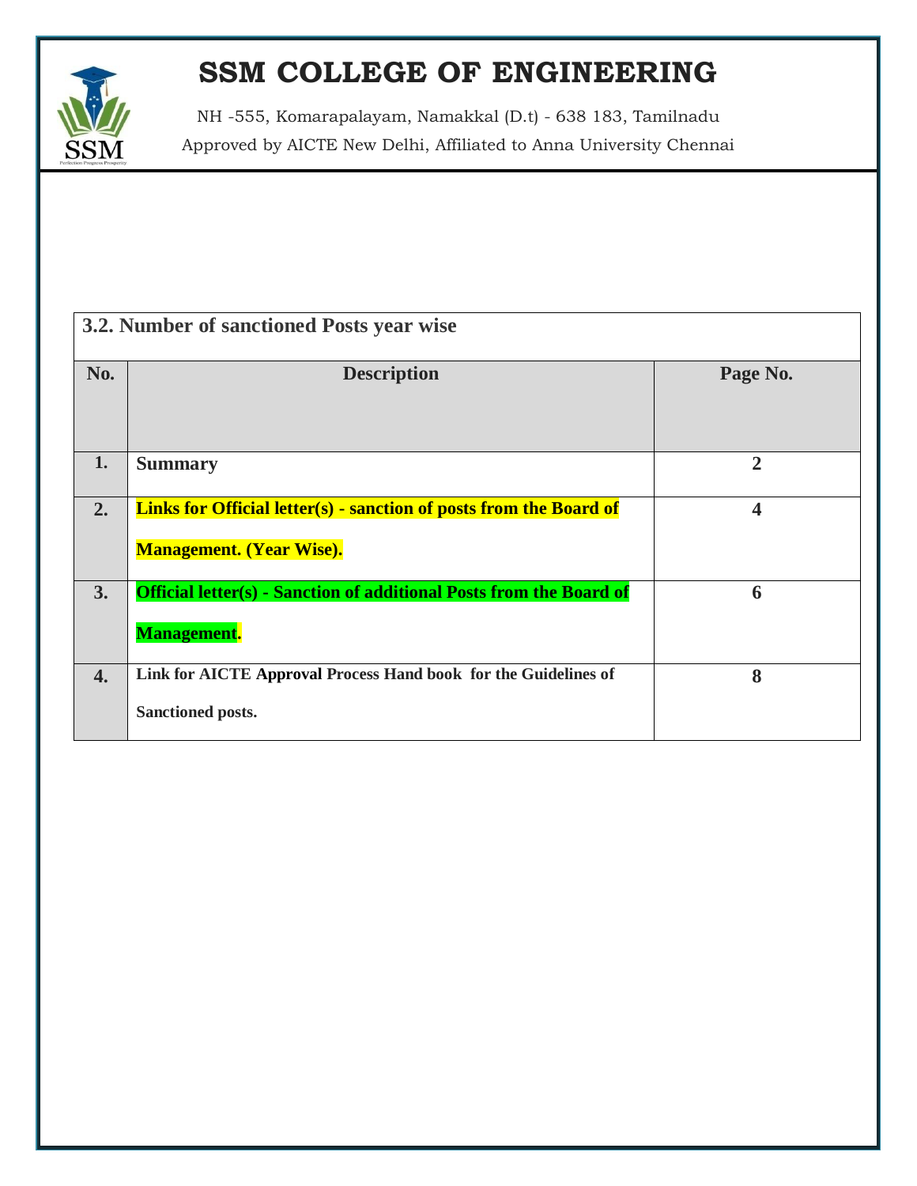# SSM COLLEGE OF ENGINEERING

NH -555, Komarapalayam, Namakkal (D.t) - 638 183, Tamilnadu

Approved by AICTE New Delhi, Affiliated to Anna University Chennai

| 3.2. Number of sanctioned Posts year wise | | |
|---|---|---|
| **No.** | **Description** | **Page No.** |
| **1.** | **Summary** | **2** |
| **2.** | **Links for Official letter(s) - sanction of posts from the Board of Management. (Year Wise).** | **4** |
| **3.** | **Official letter(s) - Sanction of additional Posts from the Board of Management.** | **6** |
| **4.** | **Link for AICTE Approval Process Hand book for the Guidelines of Sanctioned posts.** | **8** |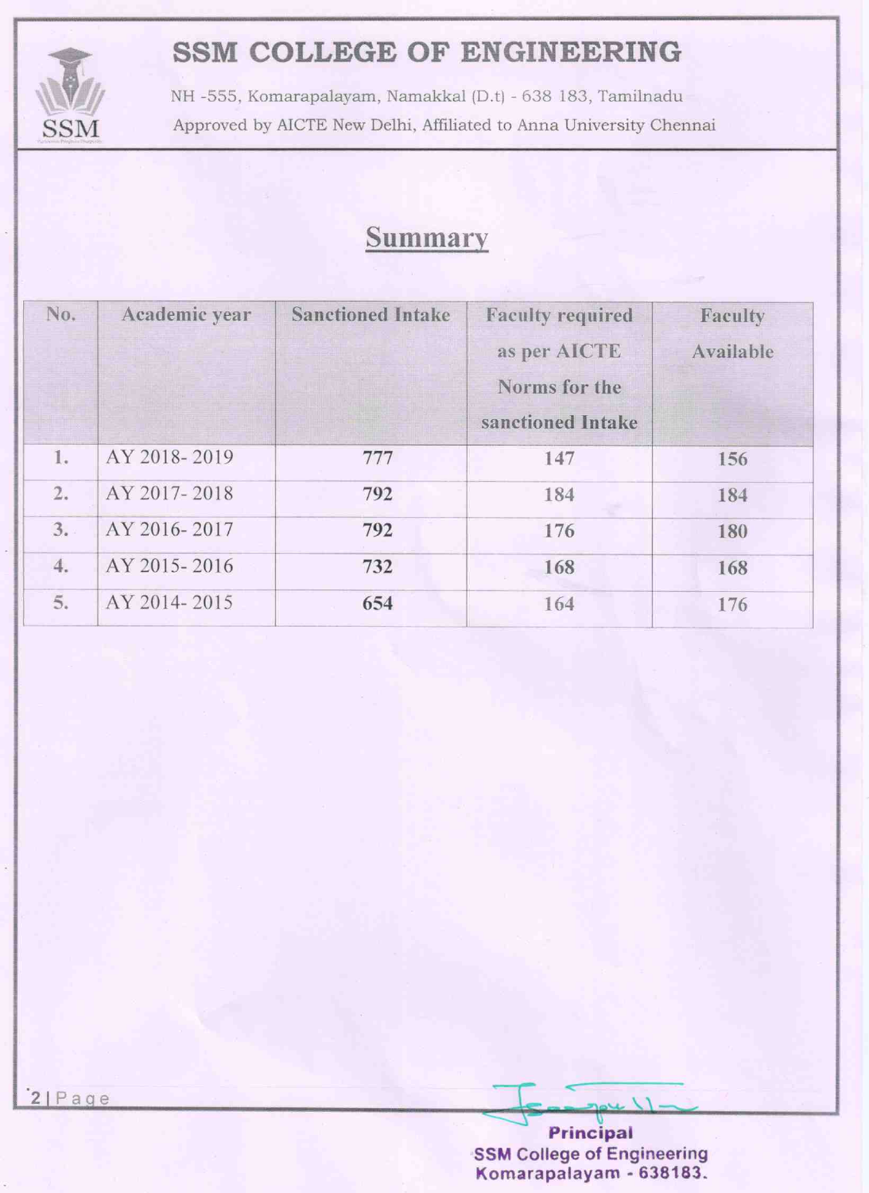# SSM COLLEGE OF ENGINEERING

NH -555, Komarapalayam, Namakkal (D.t) - 638 183, Tamilnadu
Approved by AICTE New Delhi, Affiliated to Anna University Chennai

## Summary

| No. | Academic year | Sanctioned Intake | Faculty required as per AICTE Norms for the sanctioned Intake | Faculty Available |
|---|---|---|---|---|
| 1. | AY 2018- 2019 | **777** | 147 | 156 |
| 2. | AY 2017- 2018 | **792** | 184 | 184 |
| 3. | AY 2016- 2017 | **792** | 176 | 180 |
| 4. | AY 2015- 2016 | **732** | 168 | 168 |
| 5. | AY 2014- 2015 | **654** | 164 | 176 |

**Principal**
**SSM College of Engineering**
**Komarapalayam - 638183.**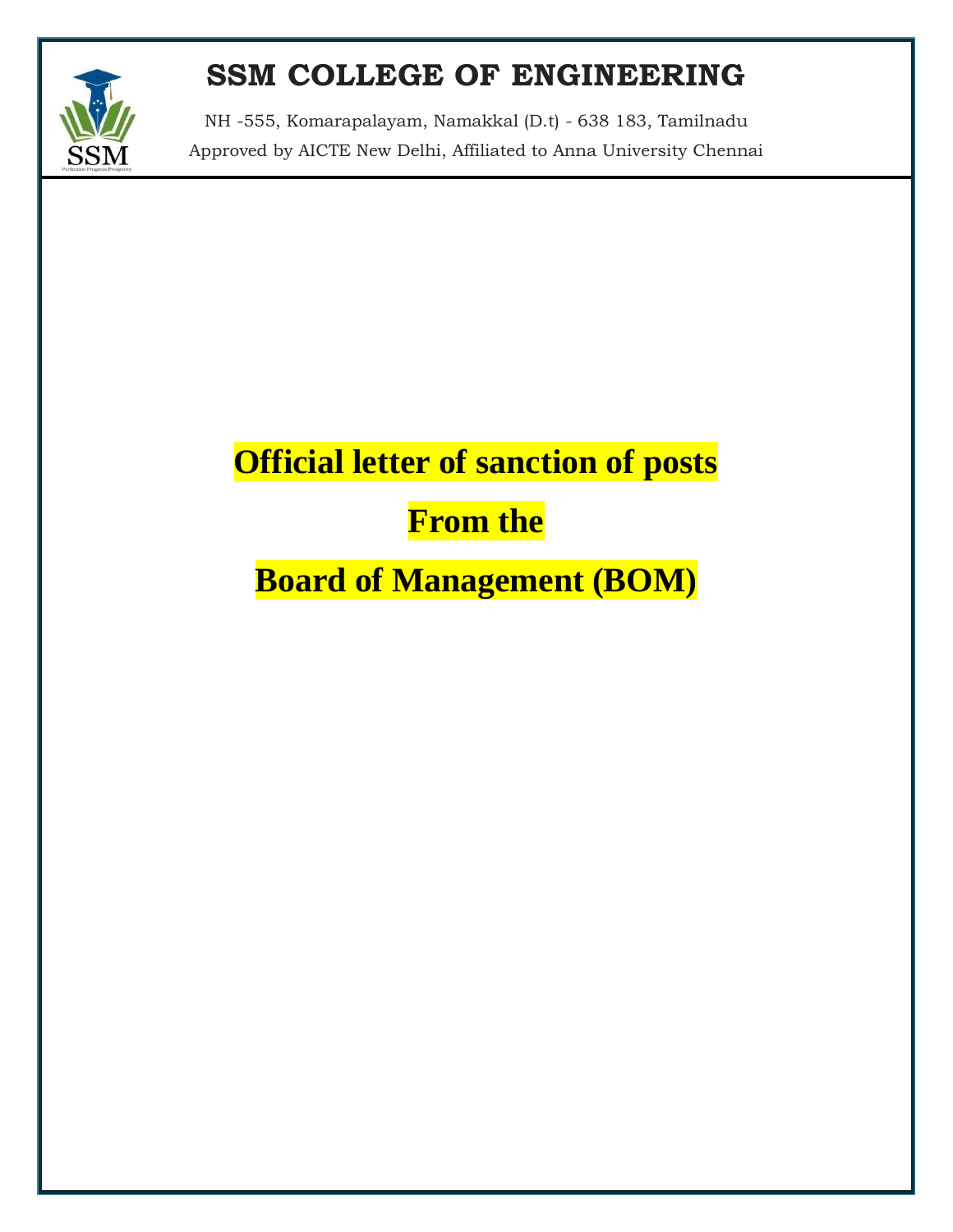# SSM COLLEGE OF ENGINEERING

NH -555, Komarapalayam, Namakkal (D.t) - 638 183, Tamilnadu

Approved by AICTE New Delhi, Affiliated to Anna University Chennai

# Official letter of sanction of posts

# From the

# Board of Management (BOM)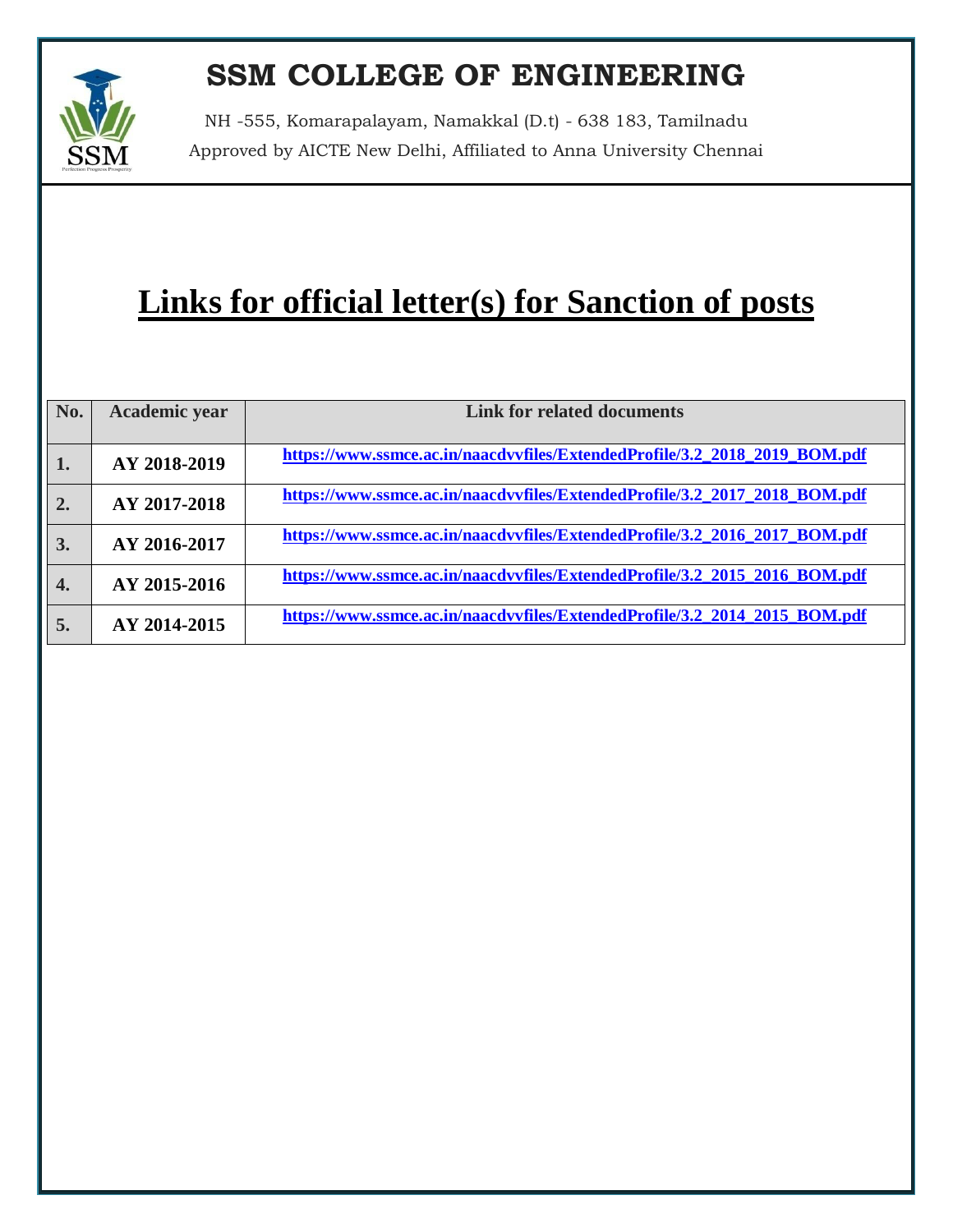# SSM COLLEGE OF ENGINEERING

NH -555, Komarapalayam, Namakkal (D.t) - 638 183, Tamilnadu

Approved by AICTE New Delhi, Affiliated to Anna University Chennai

## Links for official letter(s) for Sanction of posts

| No. | Academic year | Link for related documents |
|---|---|---|
| 1. | AY 2018-2019 | https://www.ssmce.ac.in/naacdvvfiles/ExtendedProfile/3.2_2018_2019_BOM.pdf |
| 2. | AY 2017-2018 | https://www.ssmce.ac.in/naacdvvfiles/ExtendedProfile/3.2_2017_2018_BOM.pdf |
| 3. | AY 2016-2017 | https://www.ssmce.ac.in/naacdvvfiles/ExtendedProfile/3.2_2016_2017_BOM.pdf |
| 4. | AY 2015-2016 | https://www.ssmce.ac.in/naacdvvfiles/ExtendedProfile/3.2_2015_2016_BOM.pdf |
| 5. | AY 2014-2015 | https://www.ssmce.ac.in/naacdvvfiles/ExtendedProfile/3.2_2014_2015_BOM.pdf |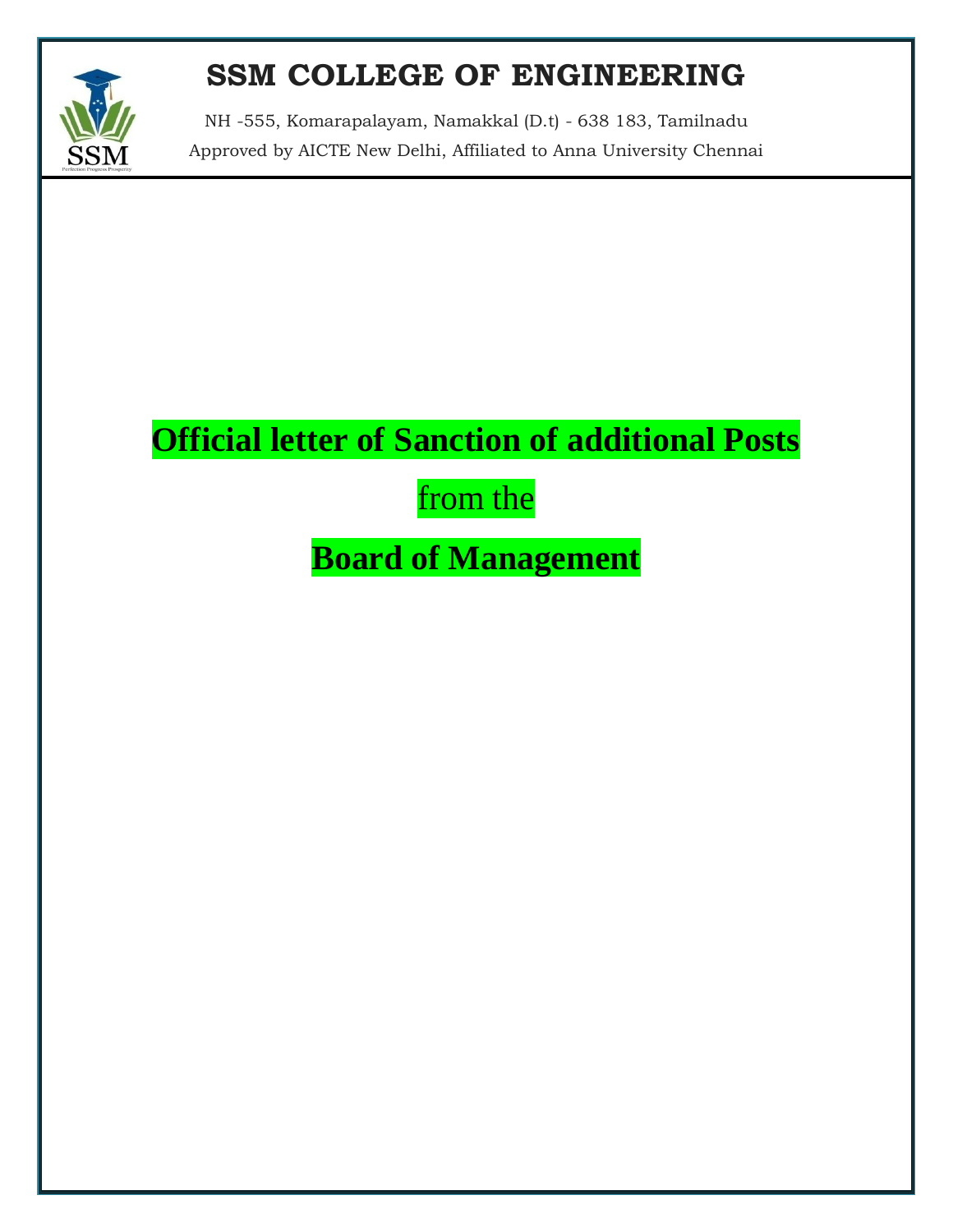# SSM COLLEGE OF ENGINEERING

NH -555, Komarapalayam, Namakkal (D.t) - 638 183, Tamilnadu

Approved by AICTE New Delhi, Affiliated to Anna University Chennai

**Official letter of Sanction of additional Posts**

from the

**Board of Management**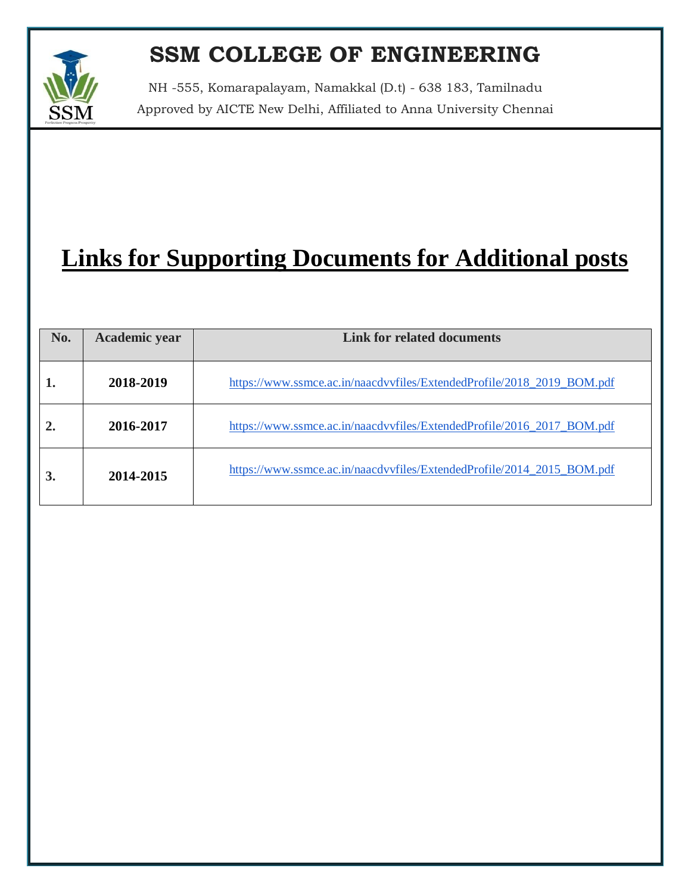# SSM COLLEGE OF ENGINEERING

NH -555, Komarapalayam, Namakkal (D.t) - 638 183, Tamilnadu

Approved by AICTE New Delhi, Affiliated to Anna University Chennai

# Links for Supporting Documents for Additional posts

| No. | Academic year | Link for related documents |
|---|---|---|
| 1. | 2018-2019 | https://www.ssmce.ac.in/naacdvvfiles/ExtendedProfile/2018_2019_BOM.pdf |
| 2. | 2016-2017 | https://www.ssmce.ac.in/naacdvvfiles/ExtendedProfile/2016_2017_BOM.pdf |
| 3. | 2014-2015 | https://www.ssmce.ac.in/naacdvvfiles/ExtendedProfile/2014_2015_BOM.pdf |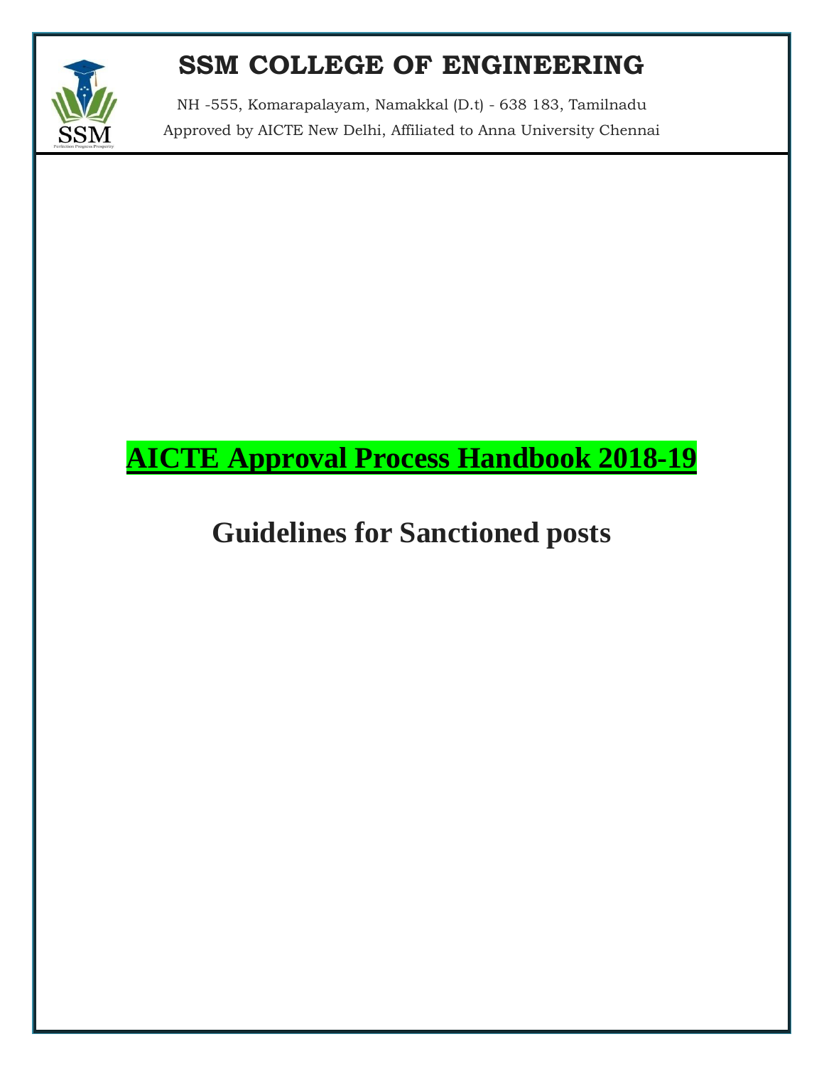# SSM COLLEGE OF ENGINEERING

NH -555, Komarapalayam, Namakkal (D.t) - 638 183, Tamilnadu

Approved by AICTE New Delhi, Affiliated to Anna University Chennai

# AICTE Approval Process Handbook 2018-19

## Guidelines for Sanctioned posts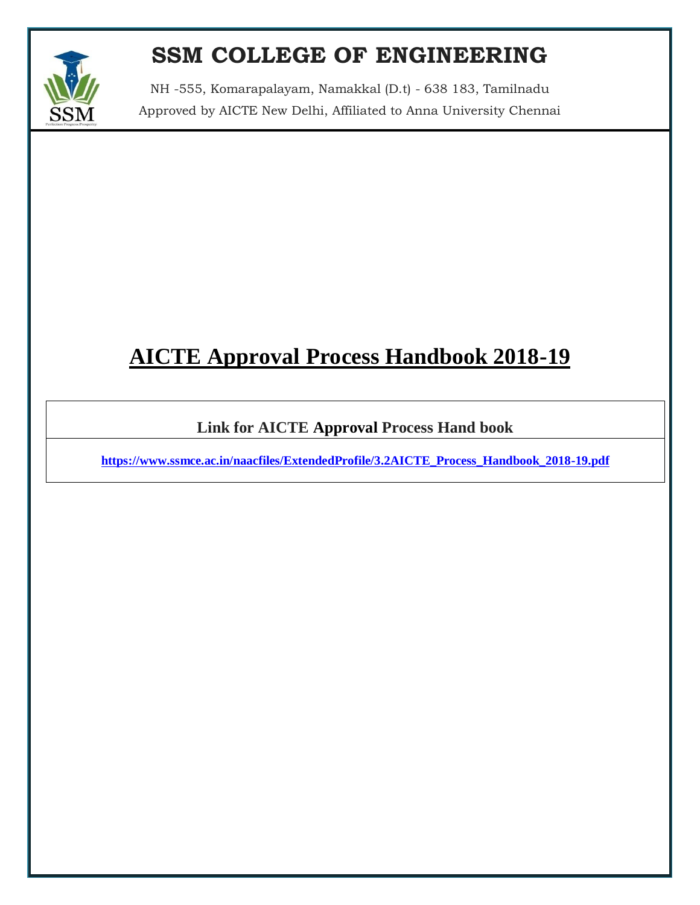# SSM COLLEGE OF ENGINEERING

NH -555, Komarapalayam, Namakkal (D.t) - 638 183, Tamilnadu

Approved by AICTE New Delhi, Affiliated to Anna University Chennai

## AICTE Approval Process Handbook 2018-19

| Link for AICTE Approval Process Hand book |
|---|
| https://www.ssmce.ac.in/naacfiles/ExtendedProfile/3.2AICTE_Process_Handbook_2018-19.pdf |